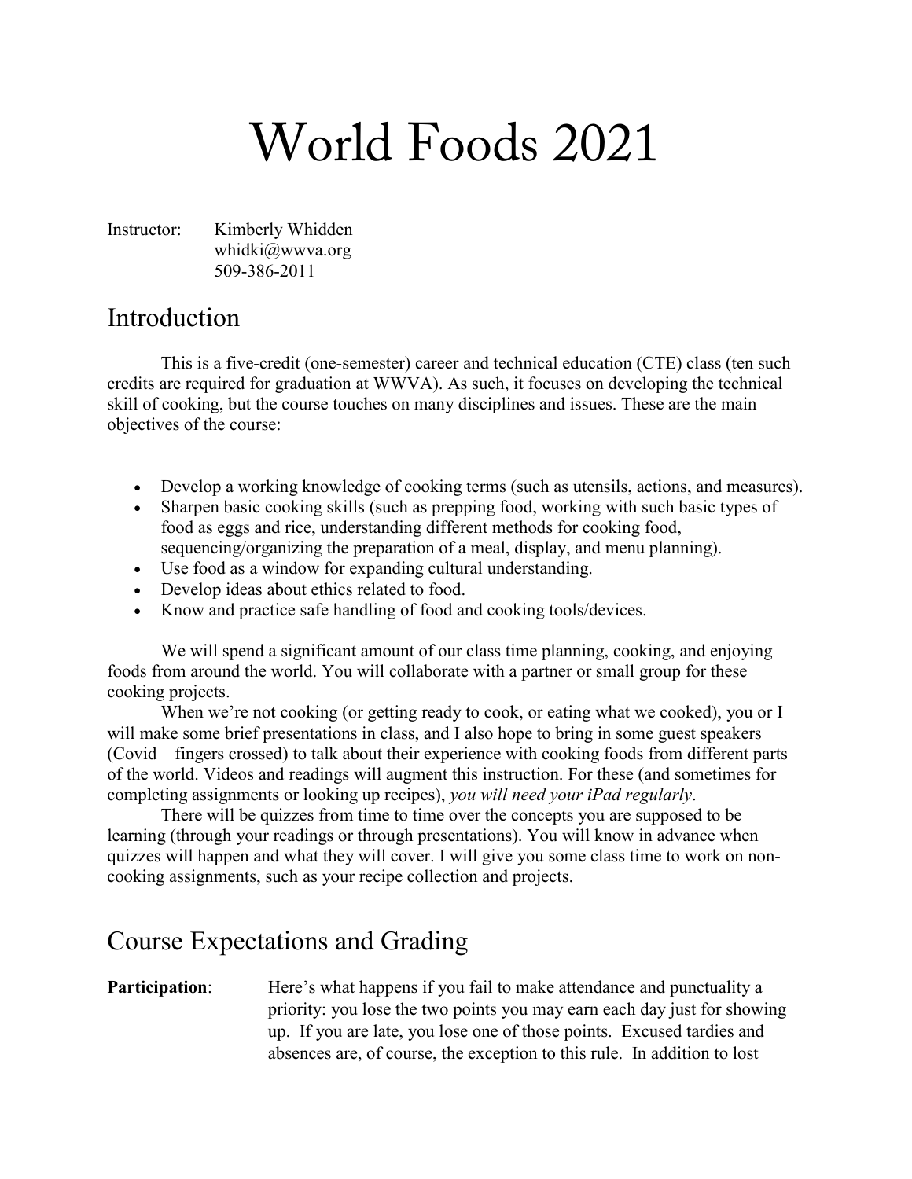# World Foods 2021

Instructor: Kimberly Whidden
whidki@wwva.org
509-386-2011

## Introduction

This is a five-credit (one-semester) career and technical education (CTE) class (ten such credits are required for graduation at WWVA). As such, it focuses on developing the technical skill of cooking, but the course touches on many disciplines and issues. These are the main objectives of the course:

- Develop a working knowledge of cooking terms (such as utensils, actions, and measures).
- Sharpen basic cooking skills (such as prepping food, working with such basic types of food as eggs and rice, understanding different methods for cooking food, sequencing/organizing the preparation of a meal, display, and menu planning).
- Use food as a window for expanding cultural understanding.
- Develop ideas about ethics related to food.
- Know and practice safe handling of food and cooking tools/devices.

We will spend a significant amount of our class time planning, cooking, and enjoying foods from around the world. You will collaborate with a partner or small group for these cooking projects.

When we're not cooking (or getting ready to cook, or eating what we cooked), you or I will make some brief presentations in class, and I also hope to bring in some guest speakers (Covid – fingers crossed) to talk about their experience with cooking foods from different parts of the world. Videos and readings will augment this instruction. For these (and sometimes for completing assignments or looking up recipes), *you will need your iPad regularly*.

There will be quizzes from time to time over the concepts you are supposed to be learning (through your readings or through presentations). You will know in advance when quizzes will happen and what they will cover. I will give you some class time to work on non-cooking assignments, such as your recipe collection and projects.

## Course Expectations and Grading

**Participation**: Here's what happens if you fail to make attendance and punctuality a priority: you lose the two points you may earn each day just for showing up. If you are late, you lose one of those points. Excused tardies and absences are, of course, the exception to this rule. In addition to lost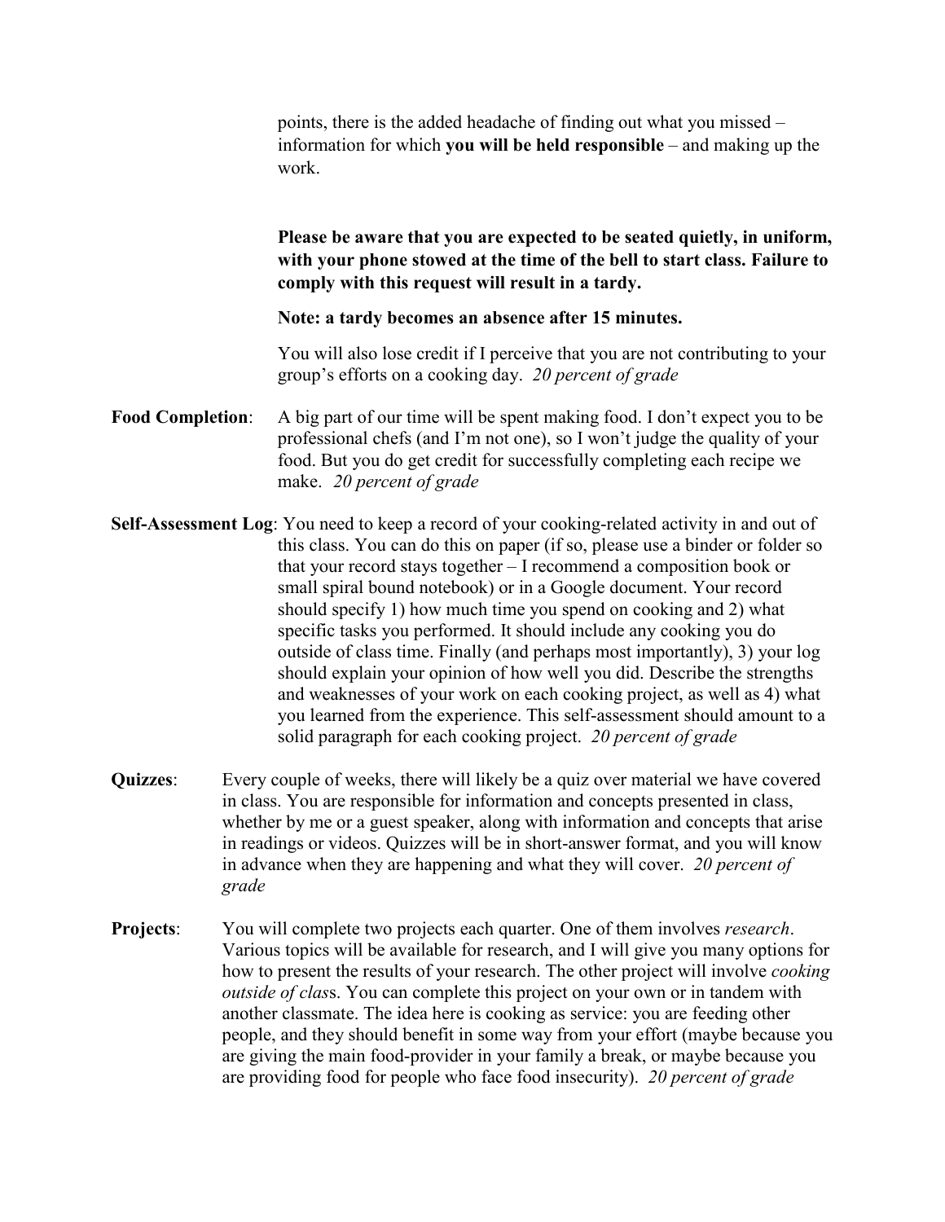points, there is the added headache of finding out what you missed – information for which **you will be held responsible** – and making up the work.

**Please be aware that you are expected to be seated quietly, in uniform, with your phone stowed at the time of the bell to start class. Failure to comply with this request will result in a tardy.**

**Note: a tardy becomes an absence after 15 minutes.**

You will also lose credit if I perceive that you are not contributing to your group's efforts on a cooking day. *20 percent of grade*

**Food Completion**: A big part of our time will be spent making food. I don't expect you to be professional chefs (and I'm not one), so I won't judge the quality of your food. But you do get credit for successfully completing each recipe we make. *20 percent of grade*

**Self-Assessment Log**: You need to keep a record of your cooking-related activity in and out of this class. You can do this on paper (if so, please use a binder or folder so that your record stays together – I recommend a composition book or small spiral bound notebook) or in a Google document. Your record should specify 1) how much time you spend on cooking and 2) what specific tasks you performed. It should include any cooking you do outside of class time. Finally (and perhaps most importantly), 3) your log should explain your opinion of how well you did. Describe the strengths and weaknesses of your work on each cooking project, as well as 4) what you learned from the experience. This self-assessment should amount to a solid paragraph for each cooking project. *20 percent of grade*

**Quizzes**: Every couple of weeks, there will likely be a quiz over material we have covered in class. You are responsible for information and concepts presented in class, whether by me or a guest speaker, along with information and concepts that arise in readings or videos. Quizzes will be in short-answer format, and you will know in advance when they are happening and what they will cover. *20 percent of grade*

**Projects**: You will complete two projects each quarter. One of them involves *research*. Various topics will be available for research, and I will give you many options for how to present the results of your research. The other project will involve *cooking outside of class*. You can complete this project on your own or in tandem with another classmate. The idea here is cooking as service: you are feeding other people, and they should benefit in some way from your effort (maybe because you are giving the main food-provider in your family a break, or maybe because you are providing food for people who face food insecurity). *20 percent of grade*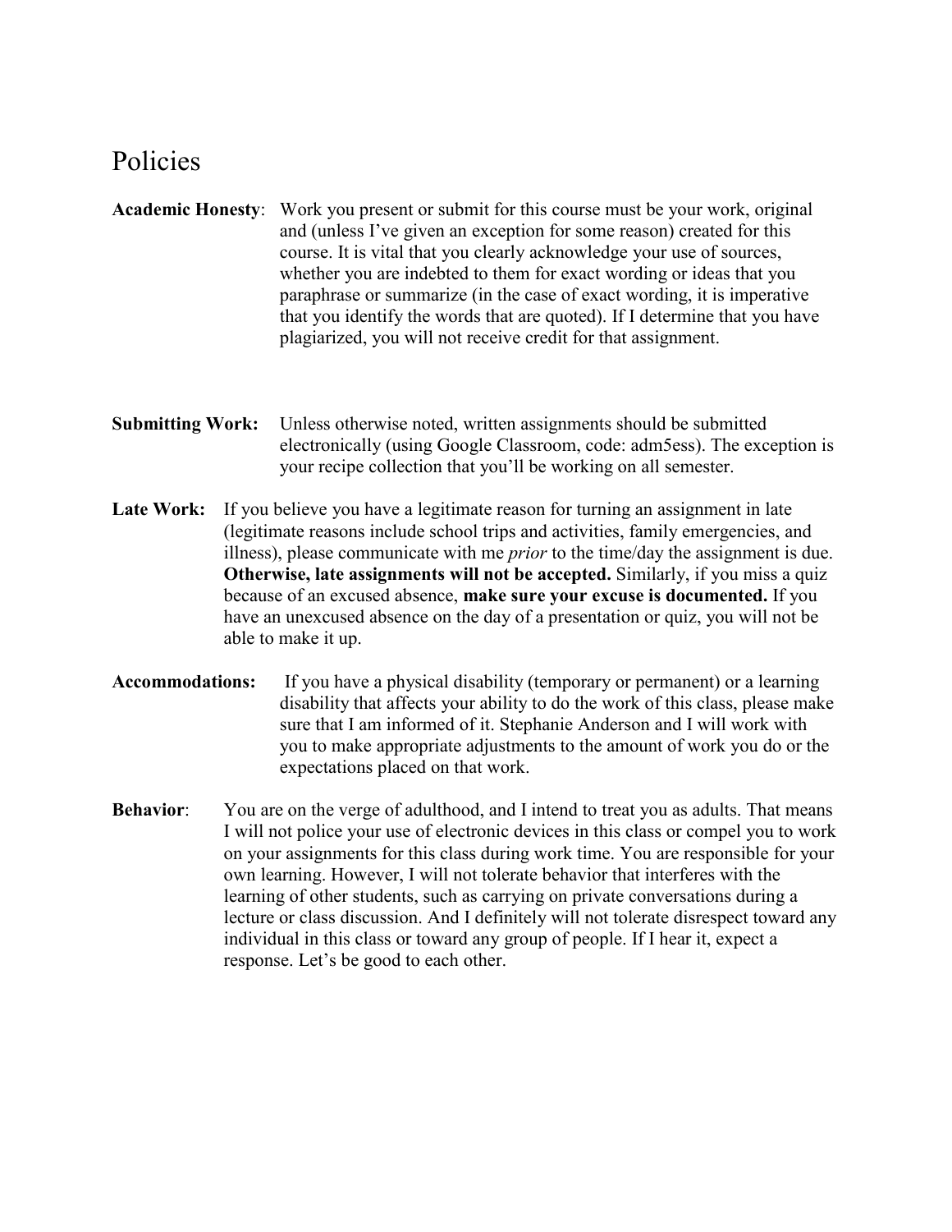# Policies

**Academic Honesty**: Work you present or submit for this course must be your work, original and (unless I've given an exception for some reason) created for this course. It is vital that you clearly acknowledge your use of sources, whether you are indebted to them for exact wording or ideas that you paraphrase or summarize (in the case of exact wording, it is imperative that you identify the words that are quoted). If I determine that you have plagiarized, you will not receive credit for that assignment.

**Submitting Work:** Unless otherwise noted, written assignments should be submitted electronically (using Google Classroom, code: adm5ess). The exception is your recipe collection that you'll be working on all semester.

**Late Work:** If you believe you have a legitimate reason for turning an assignment in late (legitimate reasons include school trips and activities, family emergencies, and illness), please communicate with me *prior* to the time/day the assignment is due. **Otherwise, late assignments will not be accepted.** Similarly, if you miss a quiz because of an excused absence, **make sure your excuse is documented.** If you have an unexcused absence on the day of a presentation or quiz, you will not be able to make it up.

**Accommodations:** If you have a physical disability (temporary or permanent) or a learning disability that affects your ability to do the work of this class, please make sure that I am informed of it. Stephanie Anderson and I will work with you to make appropriate adjustments to the amount of work you do or the expectations placed on that work.

**Behavior**: You are on the verge of adulthood, and I intend to treat you as adults. That means I will not police your use of electronic devices in this class or compel you to work on your assignments for this class during work time. You are responsible for your own learning. However, I will not tolerate behavior that interferes with the learning of other students, such as carrying on private conversations during a lecture or class discussion. And I definitely will not tolerate disrespect toward any individual in this class or toward any group of people. If I hear it, expect a response. Let's be good to each other.